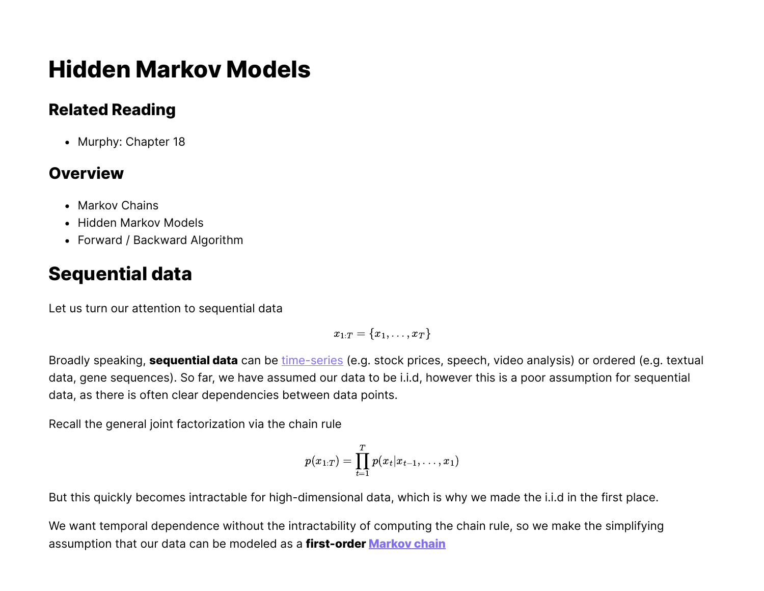# Hidden Markov Models

## Related Reading

- Murphy: Chapter 18

## Overview

- Markov Chains
- Hidden Markov Models
- Forward / Backward Algorithm

# Sequential data

Let us turn our attention to sequential data

$$x_{1:T} = \{x_1, \dots, x_T\}$$

Broadly speaking, **sequential data** can be time-series (e.g. stock prices, speech, video analysis) or ordered (e.g. textual data, gene sequences). So far, we have assumed our data to be i.i.d, however this is a poor assumption for sequential data, as there is often clear dependencies between data points.

Recall the general joint factorization via the chain rule

$$p(x_{1:T}) = \prod_{t=1}^{T} p(x_t | x_{t-1}, \dots, x_1)$$

But this quickly becomes intractable for high-dimensional data, which is why we made the i.i.d in the first place.

We want temporal dependence without the intractability of computing the chain rule, so we make the simplifying assumption that our data can be modeled as a **first-order Markov chain**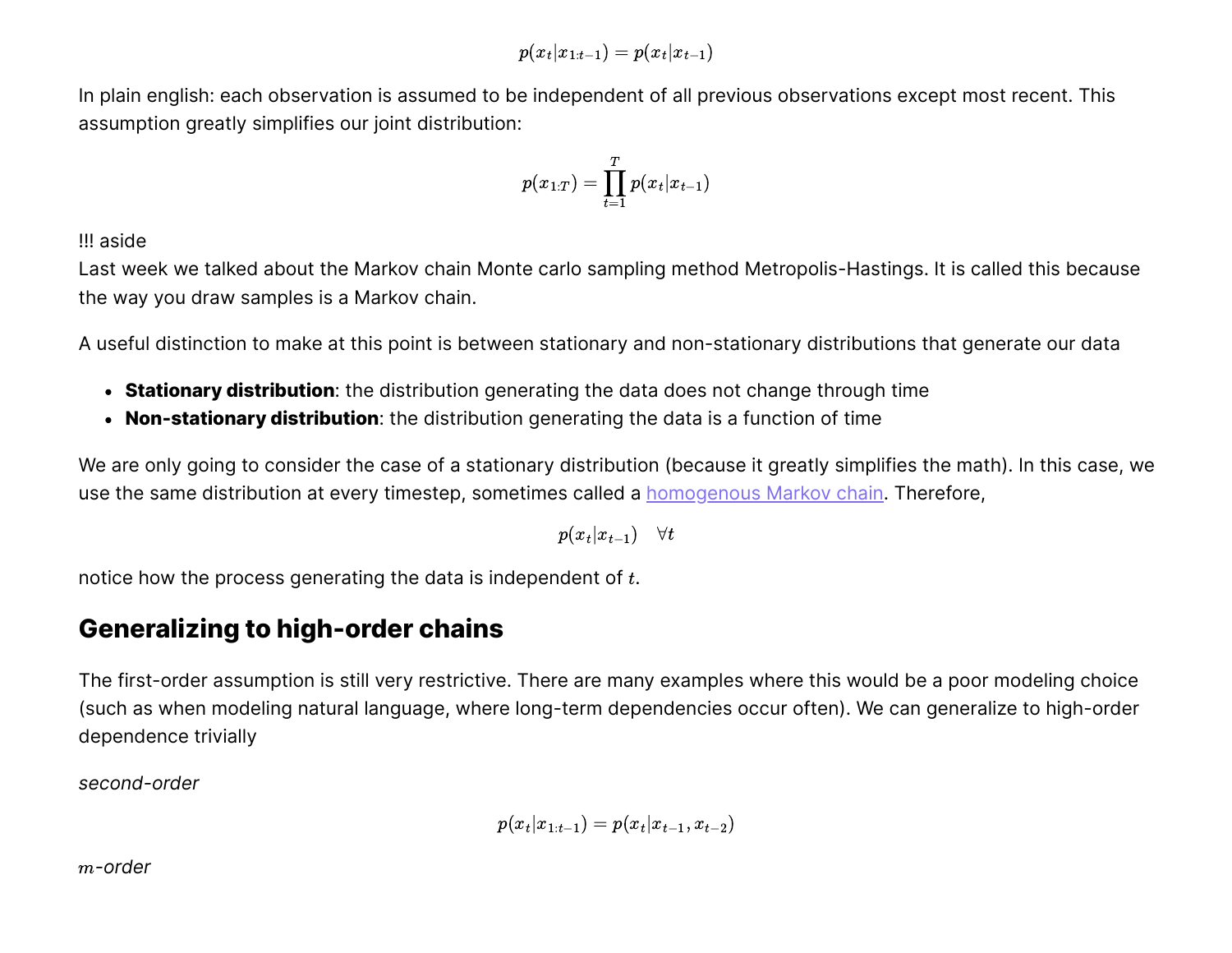$$p(x_t|x_{1:t-1}) = p(x_t|x_{t-1})$$

In plain english: each observation is assumed to be independent of all previous observations except most recent. This assumption greatly simplifies our joint distribution:

$$p(x_{1:T}) = \prod_{t=1}^{T} p(x_t|x_{t-1})$$

!!! aside
Last week we talked about the Markov chain Monte carlo sampling method Metropolis-Hastings. It is called this because the way you draw samples is a Markov chain.

A useful distinction to make at this point is between stationary and non-stationary distributions that generate our data

- **Stationary distribution**: the distribution generating the data does not change through time
- **Non-stationary distribution**: the distribution generating the data is a function of time

We are only going to consider the case of a stationary distribution (because it greatly simplifies the math). In this case, we use the same distribution at every timestep, sometimes called a homogenous Markov chain. Therefore,

$$p(x_t|x_{t-1}) \quad \forall t$$

notice how the process generating the data is independent of $t$.

## Generalizing to high-order chains

The first-order assumption is still very restrictive. There are many examples where this would be a poor modeling choice (such as when modeling natural language, where long-term dependencies occur often). We can generalize to high-order dependence trivially

*second-order*

$$p(x_t|x_{1:t-1}) = p(x_t|x_{t-1}, x_{t-2})$$

$m$*-order*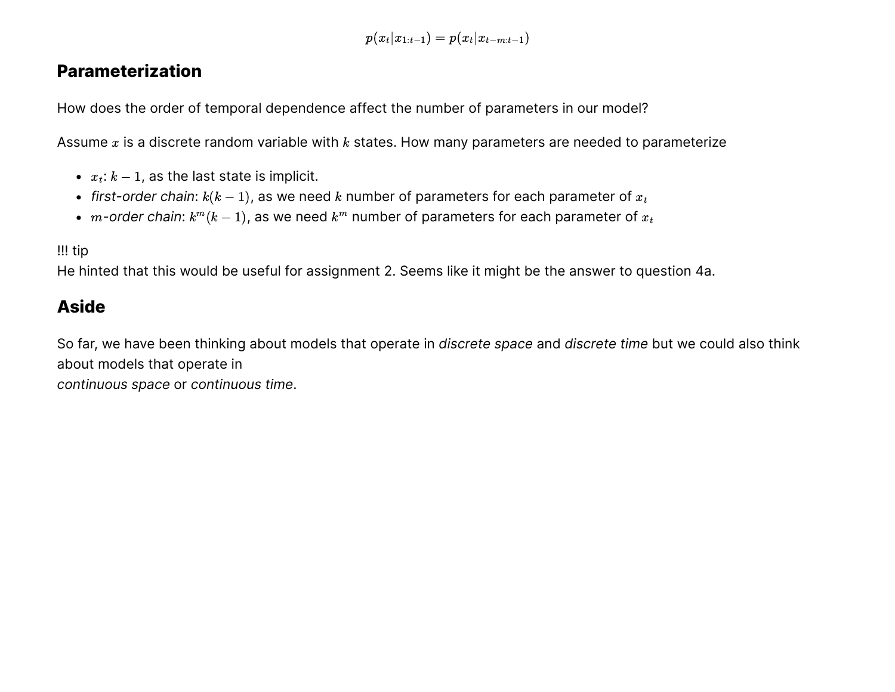$$p(x_t|x_{1:t-1}) = p(x_t|x_{t-m:t-1})$$

## Parameterization

How does the order of temporal dependence affect the number of parameters in our model?

Assume $x$ is a discrete random variable with $k$ states. How many parameters are needed to parameterize

- $x_t$: $k-1$, as the last state is implicit.
- *first-order chain*: $k(k-1)$, as we need $k$ number of parameters for each parameter of $x_t$
- $m$*-order chain*: $k^m(k-1)$, as we need $k^m$ number of parameters for each parameter of $x_t$

!!! tip
He hinted that this would be useful for assignment 2. Seems like it might be the answer to question 4a.

## Aside

So far, we have been thinking about models that operate in *discrete space* and *discrete time* but we could also think about models that operate in
*continuous space* or *continuous time*.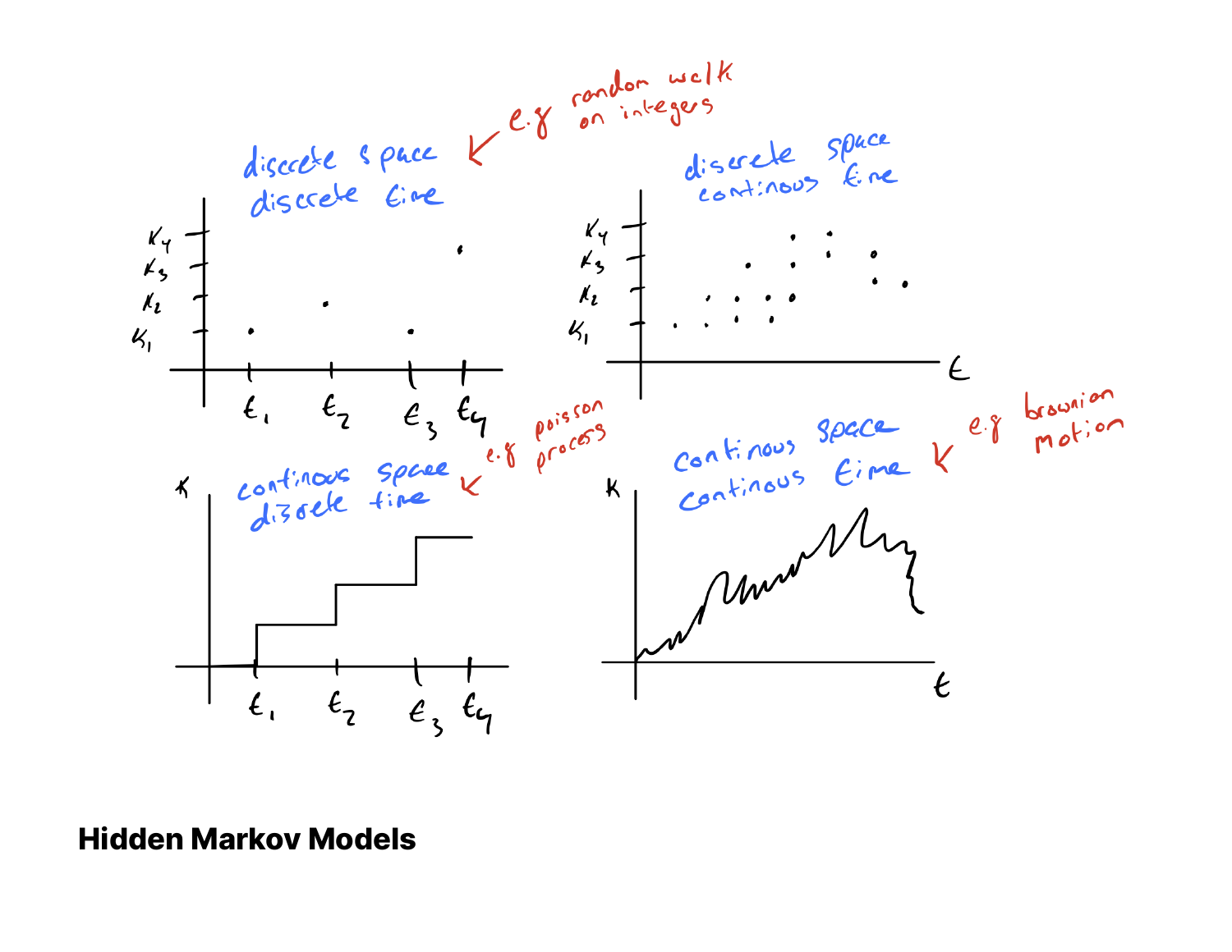discrete space
discrete time

← e.g random walk on integers

$x_4$
$x_3$
$x_2$
$x_1$

$t_1$ $t_2$ $t_3$ $t_4$

discrete space
continous time

$x_4$
$x_3$
$x_2$
$x_1$

$t$

continous space
discrete time

← e.g poisson process

$x$

$t_1$ $t_2$ $t_3$ $t_4$

continous space
continous time

← e.g brownian motion

$x$

$t$

**Hidden Markov Models**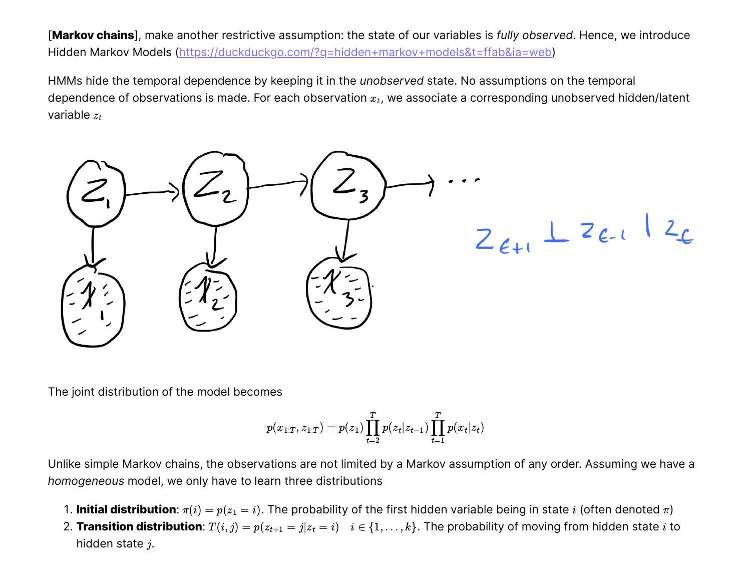[**Markov chains**], make another restrictive assumption: the state of our variables is *fully observed*. Hence, we introduce Hidden Markov Models (https://duckduckgo.com/?q=hidden+markov+models&t=ffab&ia=web)

HMMs hide the temporal dependence by keeping it in the *unobserved* state. No assumptions on the temporal dependence of observations is made. For each observation $x_t$, we associate a corresponding unobserved hidden/latent variable $z_t$

The joint distribution of the model becomes

$$p(x_{1:T}, z_{1:T}) = p(z_1) \prod_{t=2}^{T} p(z_t | z_{t-1}) \prod_{t=1}^{T} p(x_t | z_t)$$

Unlike simple Markov chains, the observations are not limited by a Markov assumption of any order. Assuming we have a *homogeneous* model, we only have to learn three distributions

1. **Initial distribution**: $\pi(i) = p(z_1 = i)$. The probability of the first hidden variable being in state $i$ (often denoted $\pi$)
2. **Transition distribution**: $T(i, j) = p(z_{t+1} = j | z_t = i) \quad i \in \{1, \ldots, k\}$. The probability of moving from hidden state $i$ to hidden state $j$.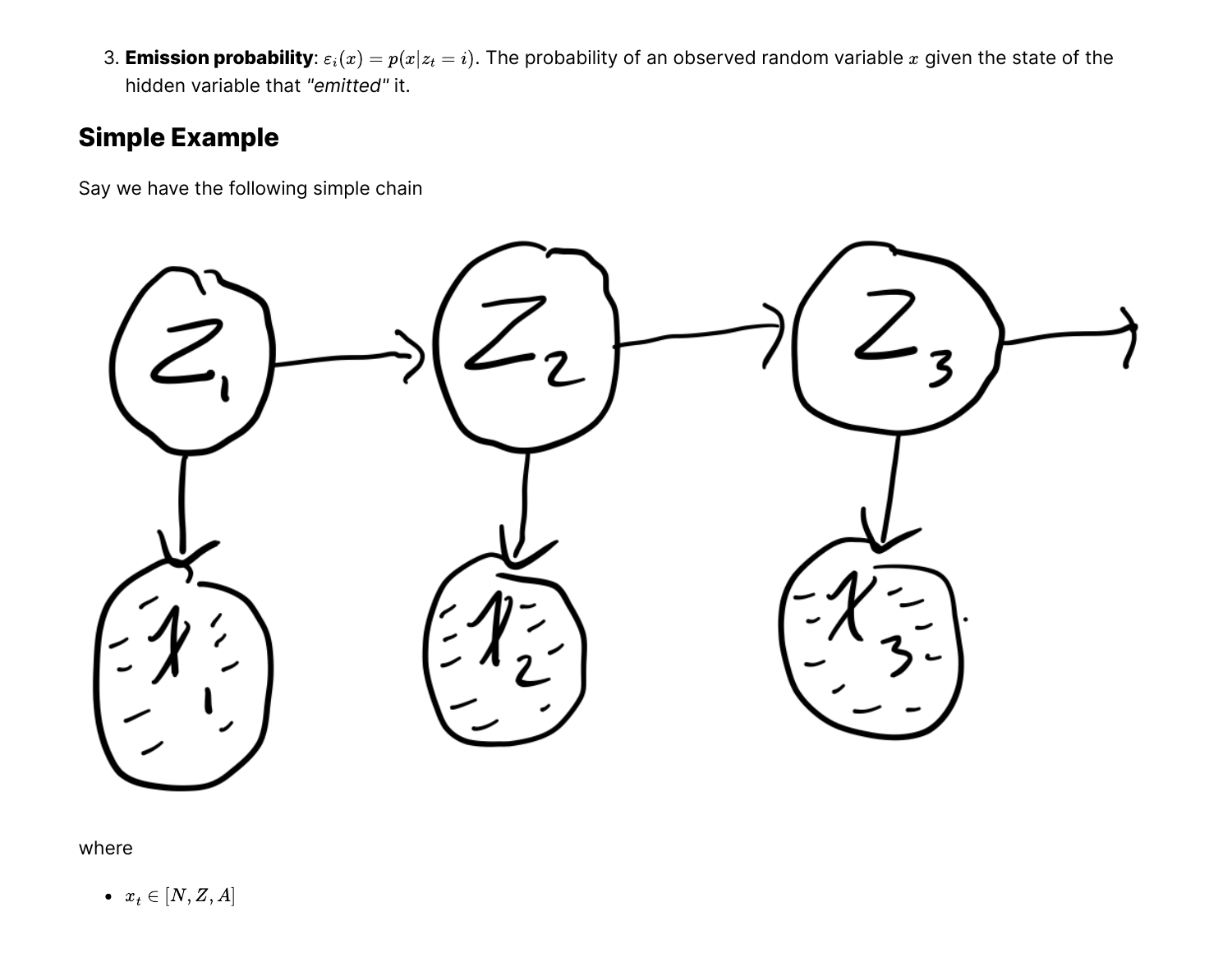3. **Emission probability**: $\varepsilon_i(x) = p(x|z_t = i)$. The probability of an observed random variable $x$ given the state of the hidden variable that *"emitted"* it.

## Simple Example

Say we have the following simple chain

where

- $x_t \in [N, Z, A]$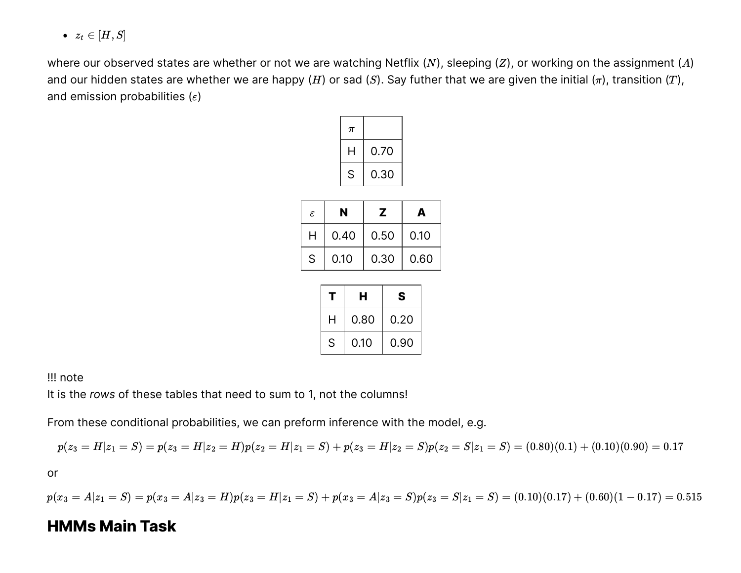- $z_t \in [H, S]$

where our observed states are whether or not we are watching Netflix ($N$), sleeping ($Z$), or working on the assignment ($A$) and our hidden states are whether we are happy ($H$) or sad ($S$). Say futher that we are given the initial ($\pi$), transition ($T$), and emission probabilities ($\varepsilon$)

| $\pi$ | |
|---|---|
| H | 0.70 |
| S | 0.30 |

| $\varepsilon$ | **N** | **Z** | **A** |
|---|---|---|---|
| H | 0.40 | 0.50 | 0.10 |
| S | 0.10 | 0.30 | 0.60 |

| **T** | **H** | **S** |
|---|---|---|
| H | 0.80 | 0.20 |
| S | 0.10 | 0.90 |

!!! note
It is the *rows* of these tables that need to sum to 1, not the columns!

From these conditional probabilities, we can preform inference with the model, e.g.

$$p(z_3 = H|z_1 = S) = p(z_3 = H|z_2 = H)p(z_2 = H|z_1 = S) + p(z_3 = H|z_2 = S)p(z_2 = S|z_1 = S) = (0.80)(0.1) + (0.10)(0.90) = 0.17$$

or

$$p(x_3 = A|z_1 = S) = p(x_3 = A|z_3 = H)p(z_3 = H|z_1 = S) + p(x_3 = A|z_3 = S)p(z_3 = S|z_1 = S) = (0.10)(0.17) + (0.60)(1 - 0.17) = 0.515$$

## HMMs Main Task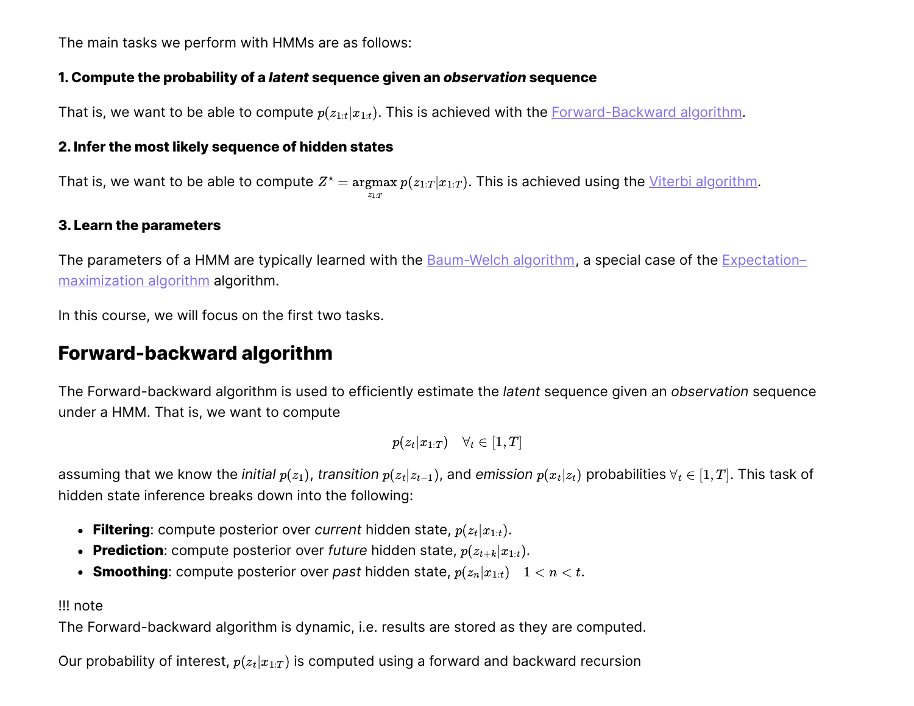The main tasks we perform with HMMs are as follows:

#### 1. Compute the probability of a *latent* sequence given an *observation* sequence

That is, we want to be able to compute $p(z_{1:t} | x_{1:t})$. This is achieved with the Forward-Backward algorithm.

#### 2. Infer the most likely sequence of hidden states

That is, we want to be able to compute $Z^{\star} = \underset{z_{1:T}}{\operatorname{argmax}} \, p(z_{1:T} | x_{1:T})$. This is achieved using the Viterbi algorithm.

#### 3. Learn the parameters

The parameters of a HMM are typically learned with the Baum-Welch algorithm, a special case of the Expectation–maximization algorithm algorithm.

In this course, we will focus on the first two tasks.

## Forward-backward algorithm

The Forward-backward algorithm is used to efficiently estimate the *latent* sequence given an *observation* sequence under a HMM. That is, we want to compute

$$p(z_t | x_{1:T}) \quad \forall_t \in [1, T]$$

assuming that we know the *initial* $p(z_1)$, *transition* $p(z_t | z_{t-1})$, and *emission* $p(x_t | z_t)$ probabilities $\forall_t \in [1, T]$. This task of hidden state inference breaks down into the following:

- **Filtering**: compute posterior over *current* hidden state, $p(z_t | x_{1:t})$.
- **Prediction**: compute posterior over *future* hidden state, $p(z_{t+k} | x_{1:t})$.
- **Smoothing**: compute posterior over *past* hidden state, $p(z_n | x_{1:t}) \quad 1 < n < t$.

!!! note
The Forward-backward algorithm is dynamic, i.e. results are stored as they are computed.

Our probability of interest, $p(z_t | x_{1:T})$ is computed using a forward and backward recursion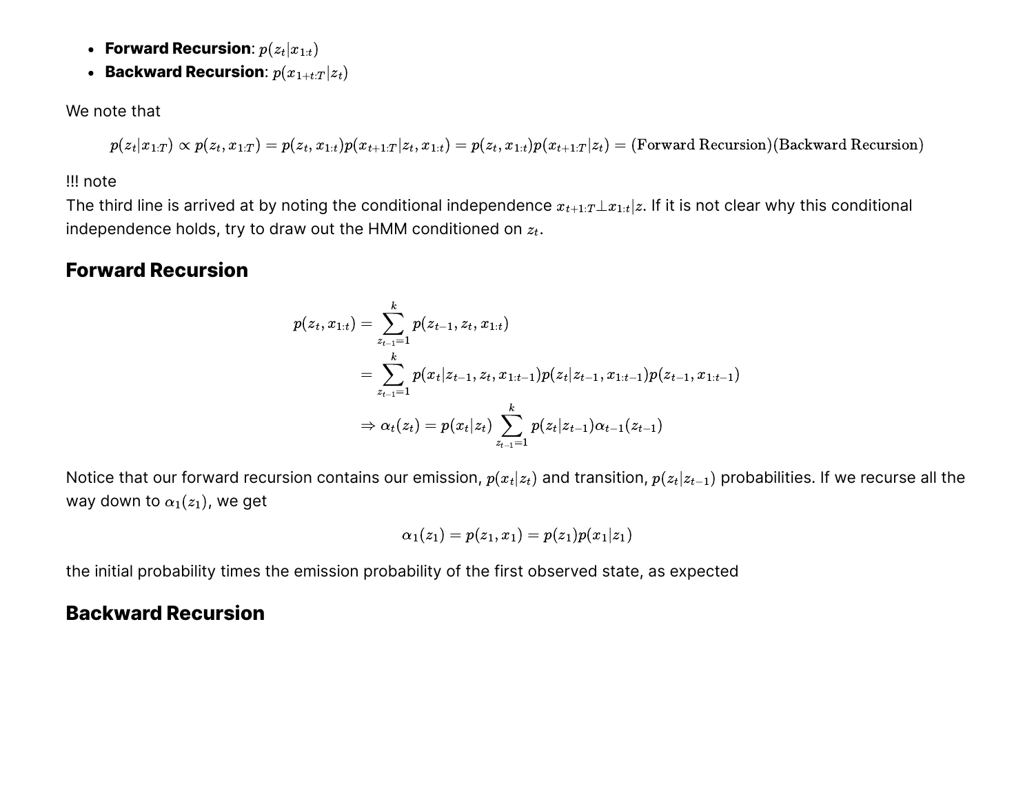- **Forward Recursion**: $p(z_t | x_{1:t})$
- **Backward Recursion**: $p(x_{1+t:T} | z_t)$

We note that

$$p(z_t | x_{1:T}) \propto p(z_t, x_{1:T}) = p(z_t, x_{1:t}) p(x_{t+1:T} | z_t, x_{1:t}) = p(z_t, x_{1:t}) p(x_{t+1:T} | z_t) = (\text{Forward Recursion})(\text{Backward Recursion})$$

!!! note
The third line is arrived at by noting the conditional independence $x_{t+1:T} \perp x_{1:t} | z$. If it is not clear why this conditional independence holds, try to draw out the HMM conditioned on $z_t$.

## Forward Recursion

$$\begin{aligned}
p(z_t, x_{1:t}) &= \sum_{z_{t-1}=1}^{k} p(z_{t-1}, z_t, x_{1:t}) \\
&= \sum_{z_{t-1}=1}^{k} p(x_t | z_{t-1}, z_t, x_{1:t-1}) p(z_t | z_{t-1}, x_{1:t-1}) p(z_{t-1}, x_{1:t-1}) \\
&\Rightarrow \alpha_t(z_t) = p(x_t | z_t) \sum_{z_{t-1}=1}^{k} p(z_t | z_{t-1}) \alpha_{t-1}(z_{t-1})
\end{aligned}$$

Notice that our forward recursion contains our emission, $p(x_t | z_t)$ and transition, $p(z_t | z_{t-1})$ probabilities. If we recurse all the way down to $\alpha_1(z_1)$, we get

$$\alpha_1(z_1) = p(z_1, x_1) = p(z_1) p(x_1 | z_1)$$

the initial probability times the emission probability of the first observed state, as expected

## Backward Recursion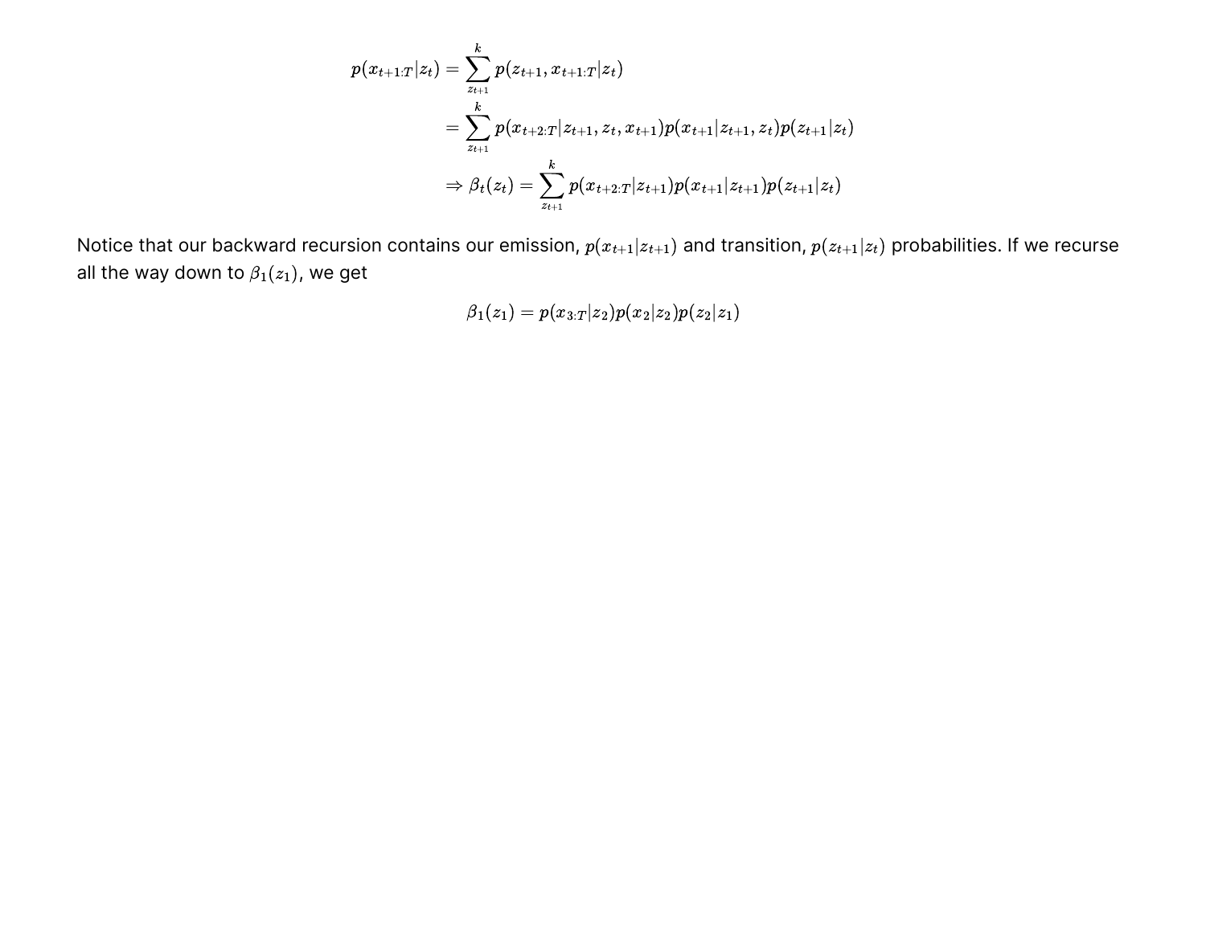$$
\begin{aligned}
p(x_{t+1:T}|z_t) &= \sum_{z_{t+1}}^{k} p(z_{t+1}, x_{t+1:T}|z_t) \\
&= \sum_{z_{t+1}}^{k} p(x_{t+2:T}|z_{t+1}, z_t, x_{t+1}) p(x_{t+1}|z_{t+1}, z_t) p(z_{t+1}|z_t) \\
\Rightarrow \beta_t(z_t) &= \sum_{z_{t+1}}^{k} p(x_{t+2:T}|z_{t+1}) p(x_{t+1}|z_{t+1}) p(z_{t+1}|z_t)
\end{aligned}
$$

Notice that our backward recursion contains our emission, $p(x_{t+1}|z_{t+1})$ and transition, $p(z_{t+1}|z_t)$ probabilities. If we recurse all the way down to $\beta_1(z_1)$, we get

$$
\beta_1(z_1) = p(x_{3:T}|z_2) p(x_2|z_2) p(z_2|z_1)
$$